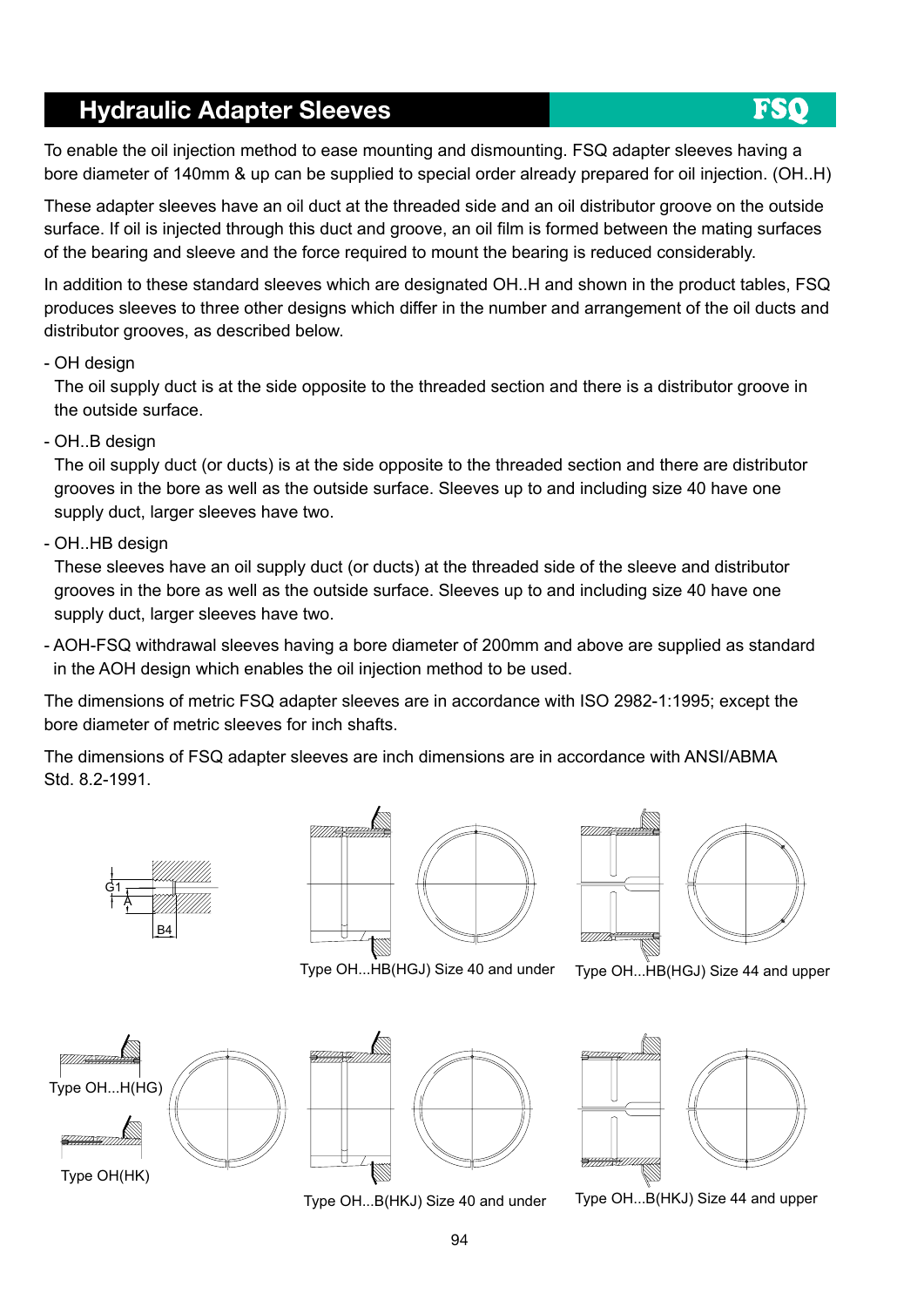# Hydraulic Adapter Sleeves

FSQ

To enable the oil injection method to ease mounting and dismounting. FSQ adapter sleeves having a bore diameter of 140mm & up can be supplied to special order already prepared for oil injection. (OH..H)

These adapter sleeves have an oil duct at the threaded side and an oil distributor groove on the outside surface. If oil is injected through this duct and groove, an oil film is formed between the mating surfaces of the bearing and sleeve and the force required to mount the bearing is reduced considerably.

In addition to these standard sleeves which are designated OH..H and shown in the product tables, FSQ produces sleeves to three other designs which differ in the number and arrangement of the oil ducts and distributor grooves, as described below.

- OH design
  The oil supply duct is at the side opposite to the threaded section and there is a distributor groove in the outside surface.
- OH..B design
  The oil supply duct (or ducts) is at the side opposite to the threaded section and there are distributor grooves in the bore as well as the outside surface. Sleeves up to and including size 40 have one supply duct, larger sleeves have two.
- OH..HB design
  These sleeves have an oil supply duct (or ducts) at the threaded side of the sleeve and distributor grooves in the bore as well as the outside surface. Sleeves up to and including size 40 have one supply duct, larger sleeves have two.
- AOH-FSQ withdrawal sleeves having a bore diameter of 200mm and above are supplied as standard in the AOH design which enables the oil injection method to be used.

The dimensions of metric FSQ adapter sleeves are in accordance with ISO 2982-1:1995; except the bore diameter of metric sleeves for inch shafts.

The dimensions of FSQ adapter sleeves are inch dimensions are in accordance with ANSI/ABMA Std. 8.2-1991.

G1 A B4

Type OH...HB(HGJ) Size 40 and under

Type OH...HB(HGJ) Size 44 and upper

Type OH...H(HG)

Type OH(HK)

Type OH...B(HKJ) Size 40 and under

Type OH...B(HKJ) Size 44 and upper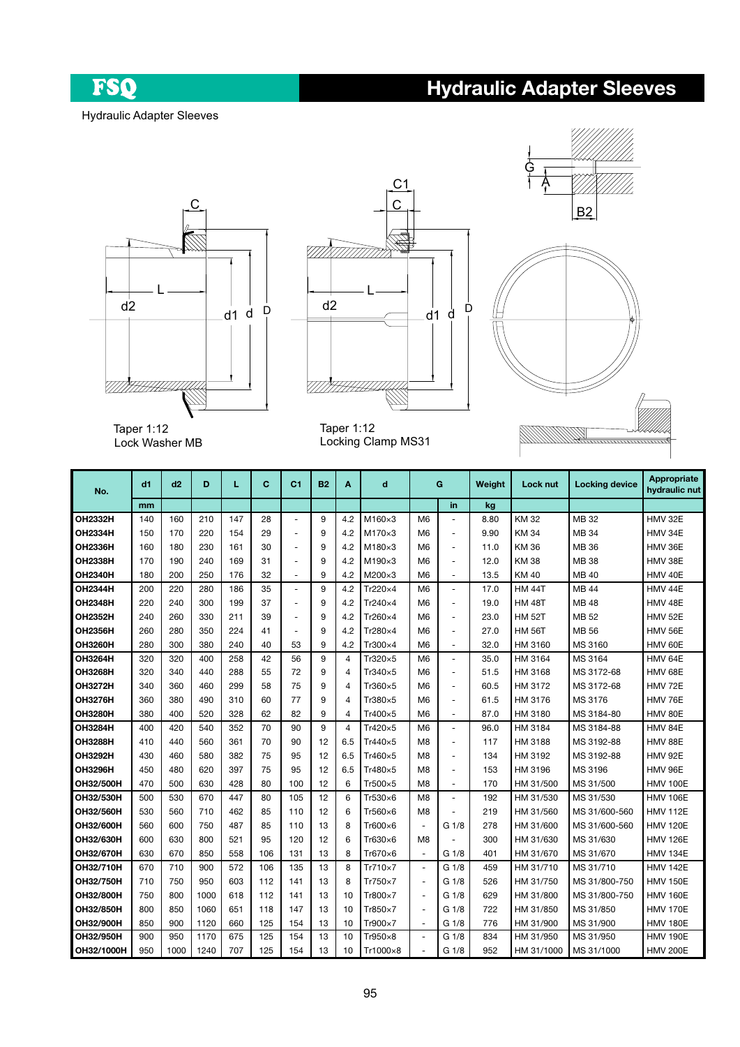# Hydraulic Adapter Sleeves

Hydraulic Adapter Sleeves

Taper 1:12
Lock Washer MB

Taper 1:12
Locking Clamp MS31

| No. | d1 | d2 | D | L | C | C1 | B2 | A | d | G | | Weight | Lock nut | Locking device | Appropriate hydraulic nut |
|---|---|---|---|---|---|---|---|---|---|---|---|---|---|---|---|
| | mm | | | | | | | | | | in | kg | | | |
| OH2332H | 140 | 160 | 210 | 147 | 28 | - | 9 | 4.2 | M160×3 | M6 | - | 8.80 | KM 32 | MB 32 | HMV 32E |
| OH2334H | 150 | 170 | 220 | 154 | 29 | - | 9 | 4.2 | M170×3 | M6 | - | 9.90 | KM 34 | MB 34 | HMV 34E |
| OH2336H | 160 | 180 | 230 | 161 | 30 | - | 9 | 4.2 | M180×3 | M6 | - | 11.0 | KM 36 | MB 36 | HMV 36E |
| OH2338H | 170 | 190 | 240 | 169 | 31 | - | 9 | 4.2 | M190×3 | M6 | - | 12.0 | KM 38 | MB 38 | HMV 38E |
| OH2340H | 180 | 200 | 250 | 176 | 32 | - | 9 | 4.2 | M200×3 | M6 | - | 13.5 | KM 40 | MB 40 | HMV 40E |
| OH2344H | 200 | 220 | 280 | 186 | 35 | - | 9 | 4.2 | Tr220×4 | M6 | - | 17.0 | HM 44T | MB 44 | HMV 44E |
| OH2348H | 220 | 240 | 300 | 199 | 37 | - | 9 | 4.2 | Tr240×4 | M6 | - | 19.0 | HM 48T | MB 48 | HMV 48E |
| OH2352H | 240 | 260 | 330 | 211 | 39 | - | 9 | 4.2 | Tr260×4 | M6 | - | 23.0 | HM 52T | MB 52 | HMV 52E |
| OH2356H | 260 | 280 | 350 | 224 | 41 | - | 9 | 4.2 | Tr280×4 | M6 | - | 27.0 | HM 56T | MB 56 | HMV 56E |
| OH3260H | 280 | 300 | 380 | 240 | 40 | 53 | 9 | 4.2 | Tr300×4 | M6 | - | 32.0 | HM 3160 | MS 3160 | HMV 60E |
| OH3264H | 320 | 320 | 400 | 258 | 42 | 56 | 9 | 4 | Tr320×5 | M6 | - | 35.0 | HM 3164 | MS 3164 | HMV 64E |
| OH3268H | 320 | 340 | 440 | 288 | 55 | 72 | 9 | 4 | Tr340×5 | M6 | - | 51.5 | HM 3168 | MS 3172-68 | HMV 68E |
| OH3272H | 340 | 360 | 460 | 299 | 58 | 75 | 9 | 4 | Tr360×5 | M6 | - | 60.5 | HM 3172 | MS 3172-68 | HMV 72E |
| OH3276H | 360 | 380 | 490 | 310 | 60 | 77 | 9 | 4 | Tr380×5 | M6 | - | 61.5 | HM 3176 | MS 3176 | HMV 76E |
| OH3280H | 380 | 400 | 520 | 328 | 62 | 82 | 9 | 4 | Tr400×5 | M6 | - | 87.0 | HM 3180 | MS 3184-80 | HMV 80E |
| OH3284H | 400 | 420 | 540 | 352 | 70 | 90 | 9 | 4 | Tr420×5 | M6 | - | 96.0 | HM 3184 | MS 3184-88 | HMV 84E |
| OH3288H | 410 | 440 | 560 | 361 | 70 | 90 | 12 | 6.5 | Tr440×5 | M8 | - | 117 | HM 3188 | MS 3192-88 | HMV 88E |
| OH3292H | 430 | 460 | 580 | 382 | 75 | 95 | 12 | 6.5 | Tr460×5 | M8 | - | 134 | HM 3192 | MS 3192-88 | HMV 92E |
| OH3296H | 450 | 480 | 620 | 397 | 75 | 95 | 12 | 6.5 | Tr480×5 | M8 | - | 153 | HM 3196 | MS 3196 | HMV 96E |
| OH32/500H | 470 | 500 | 630 | 428 | 80 | 100 | 12 | 6 | Tr500×5 | M8 | - | 170 | HM 31/500 | MS 31/500 | HMV 100E |
| OH32/530H | 500 | 530 | 670 | 447 | 80 | 105 | 12 | 6 | Tr530×6 | M8 | - | 192 | HM 31/530 | MS 31/530 | HMV 106E |
| OH32/560H | 530 | 560 | 710 | 462 | 85 | 110 | 12 | 6 | Tr560×6 | M8 | - | 219 | HM 31/560 | MS 31/600-560 | HMV 112E |
| OH32/600H | 560 | 600 | 750 | 487 | 85 | 110 | 13 | 8 | Tr600×6 | - | G 1/8 | 278 | HM 31/600 | MS 31/600-560 | HMV 120E |
| OH32/630H | 600 | 630 | 800 | 521 | 95 | 120 | 12 | 6 | Tr630×6 | M8 | - | 300 | HM 31/630 | MS 31/630 | HMV 126E |
| OH32/670H | 630 | 670 | 850 | 558 | 106 | 131 | 13 | 8 | Tr670×6 | - | G 1/8 | 401 | HM 31/670 | MS 31/670 | HMV 134E |
| OH32/710H | 670 | 710 | 900 | 572 | 106 | 135 | 13 | 8 | Tr710×7 | - | G 1/8 | 459 | HM 31/710 | MS 31/710 | HMV 142E |
| OH32/750H | 710 | 750 | 950 | 603 | 112 | 141 | 13 | 8 | Tr750×7 | - | G 1/8 | 526 | HM 31/750 | MS 31/800-750 | HMV 150E |
| OH32/800H | 750 | 800 | 1000 | 618 | 112 | 141 | 13 | 10 | Tr800×7 | - | G 1/8 | 629 | HM 31/800 | MS 31/800-750 | HMV 160E |
| OH32/850H | 800 | 850 | 1060 | 651 | 118 | 147 | 13 | 10 | Tr850×7 | - | G 1/8 | 722 | HM 31/850 | MS 31/850 | HMV 170E |
| OH32/900H | 850 | 900 | 1120 | 660 | 125 | 154 | 13 | 10 | Tr900×7 | - | G 1/8 | 776 | HM 31/900 | MS 31/900 | HMV 180E |
| OH32/950H | 900 | 950 | 1170 | 675 | 125 | 154 | 13 | 10 | Tr950×8 | - | G 1/8 | 834 | HM 31/950 | MS 31/950 | HMV 190E |
| OH32/1000H | 950 | 1000 | 1240 | 707 | 125 | 154 | 13 | 10 | Tr1000×8 | - | G 1/8 | 952 | HM 31/1000 | MS 31/1000 | HMV 200E |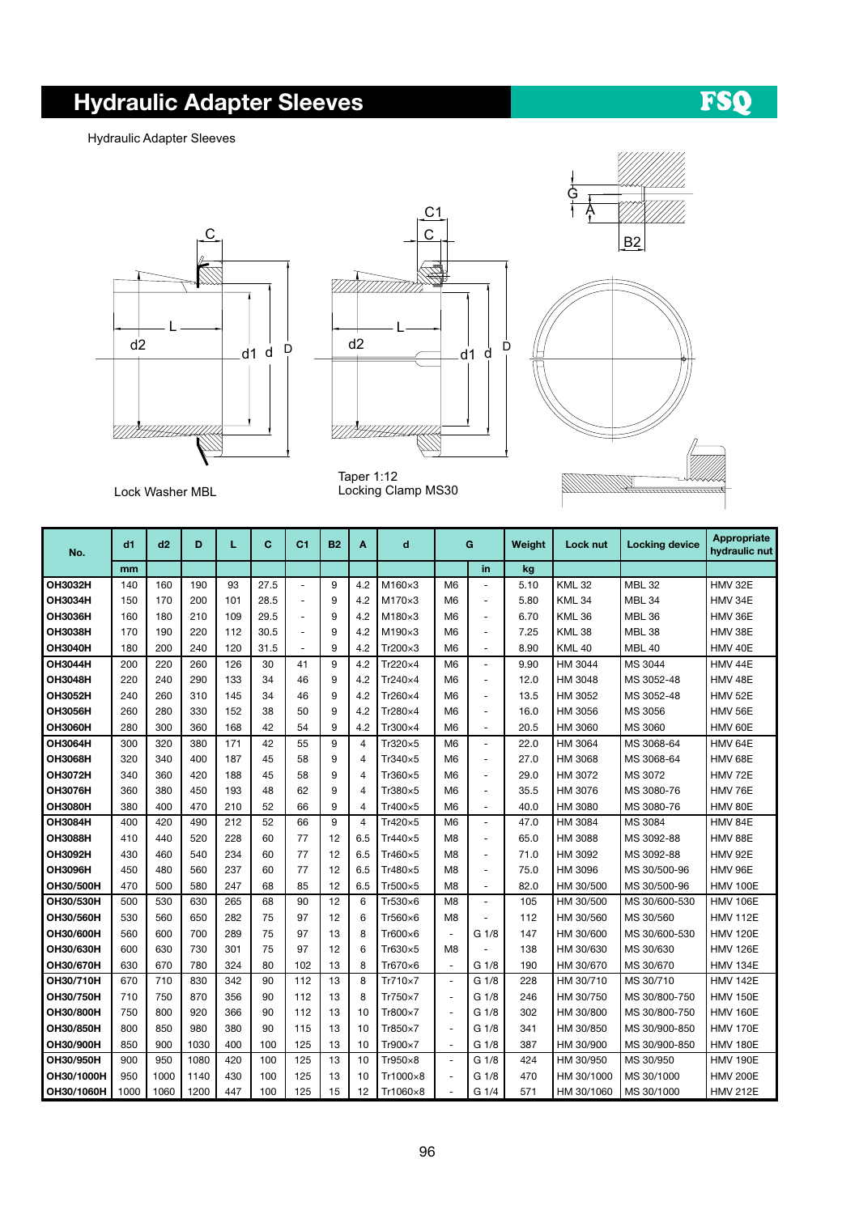# Hydraulic Adapter Sleeves

FSQ

Hydraulic Adapter Sleeves

Lock Washer MBL

Taper 1:12
Locking Clamp MS30

| No. | d1 | d2 | D | L | C | C1 | B2 | A | d | G | | Weight | Lock nut | Locking device | Appropriate hydraulic nut |
|---|---|---|---|---|---|---|---|---|---|---|---|---|---|---|---|
| | mm | | | | | | | | | | in | kg | | | |
| OH3032H | 140 | 160 | 190 | 93 | 27.5 | - | 9 | 4.2 | M160×3 | M6 | - | 5.10 | KML 32 | MBL 32 | HMV 32E |
| OH3034H | 150 | 170 | 200 | 101 | 28.5 | - | 9 | 4.2 | M170×3 | M6 | - | 5.80 | KML 34 | MBL 34 | HMV 34E |
| OH3036H | 160 | 180 | 210 | 109 | 29.5 | - | 9 | 4.2 | M180×3 | M6 | - | 6.70 | KML 36 | MBL 36 | HMV 36E |
| OH3038H | 170 | 190 | 220 | 112 | 30.5 | - | 9 | 4.2 | M190×3 | M6 | - | 7.25 | KML 38 | MBL 38 | HMV 38E |
| OH3040H | 180 | 200 | 240 | 120 | 31.5 | - | 9 | 4.2 | Tr200×3 | M6 | - | 8.90 | KML 40 | MBL 40 | HMV 40E |
| OH3044H | 200 | 220 | 260 | 126 | 30 | 41 | 9 | 4.2 | Tr220×4 | M6 | - | 9.90 | HM 3044 | MS 3044 | HMV 44E |
| OH3048H | 220 | 240 | 290 | 133 | 34 | 46 | 9 | 4.2 | Tr240×4 | M6 | - | 12.0 | HM 3048 | MS 3052-48 | HMV 48E |
| OH3052H | 240 | 260 | 310 | 145 | 34 | 46 | 9 | 4.2 | Tr260×4 | M6 | - | 13.5 | HM 3052 | MS 3052-48 | HMV 52E |
| OH3056H | 260 | 280 | 330 | 152 | 38 | 50 | 9 | 4.2 | Tr280×4 | M6 | - | 16.0 | HM 3056 | MS 3056 | HMV 56E |
| OH3060H | 280 | 300 | 360 | 168 | 42 | 54 | 9 | 4.2 | Tr300×4 | M6 | - | 20.5 | HM 3060 | MS 3060 | HMV 60E |
| OH3064H | 300 | 320 | 380 | 171 | 42 | 55 | 9 | 4 | Tr320×5 | M6 | - | 22.0 | HM 3064 | MS 3068-64 | HMV 64E |
| OH3068H | 320 | 340 | 400 | 187 | 45 | 58 | 9 | 4 | Tr340×5 | M6 | - | 27.0 | HM 3068 | MS 3068-64 | HMV 68E |
| OH3072H | 340 | 360 | 420 | 188 | 45 | 58 | 9 | 4 | Tr360×5 | M6 | - | 29.0 | HM 3072 | MS 3072 | HMV 72E |
| OH3076H | 360 | 380 | 450 | 193 | 48 | 62 | 9 | 4 | Tr380×5 | M6 | - | 35.5 | HM 3076 | MS 3080-76 | HMV 76E |
| OH3080H | 380 | 400 | 470 | 210 | 52 | 66 | 9 | 4 | Tr400×5 | M6 | - | 40.0 | HM 3080 | MS 3080-76 | HMV 80E |
| OH3084H | 400 | 420 | 490 | 212 | 52 | 66 | 9 | 4 | Tr420×5 | M6 | - | 47.0 | HM 3084 | MS 3084 | HMV 84E |
| OH3088H | 410 | 440 | 520 | 228 | 60 | 77 | 12 | 6.5 | Tr440×5 | M8 | - | 65.0 | HM 3088 | MS 3092-88 | HMV 88E |
| OH3092H | 430 | 460 | 540 | 234 | 60 | 77 | 12 | 6.5 | Tr460×5 | M8 | - | 71.0 | HM 3092 | MS 3092-88 | HMV 92E |
| OH3096H | 450 | 480 | 560 | 237 | 60 | 77 | 12 | 6.5 | Tr480×5 | M8 | - | 75.0 | HM 3096 | MS 30/500-96 | HMV 96E |
| OH30/500H | 470 | 500 | 580 | 247 | 68 | 85 | 12 | 6.5 | Tr500×5 | M8 | - | 82.0 | HM 30/500 | MS 30/500-96 | HMV 100E |
| OH30/530H | 500 | 530 | 630 | 265 | 68 | 90 | 12 | 6 | Tr530×6 | M8 | - | 105 | HM 30/500 | MS 30/600-530 | HMV 106E |
| OH30/560H | 530 | 560 | 650 | 282 | 75 | 97 | 12 | 6 | Tr560×6 | M8 | - | 112 | HM 30/560 | MS 30/560 | HMV 112E |
| OH30/600H | 560 | 600 | 700 | 289 | 75 | 97 | 13 | 8 | Tr600×6 | - | G 1/8 | 147 | HM 30/600 | MS 30/600-530 | HMV 120E |
| OH30/630H | 600 | 630 | 730 | 301 | 75 | 97 | 12 | 6 | Tr630×5 | M8 | - | 138 | HM 30/630 | MS 30/630 | HMV 126E |
| OH30/670H | 630 | 670 | 780 | 324 | 80 | 102 | 13 | 8 | Tr670×6 | - | G 1/8 | 190 | HM 30/670 | MS 30/670 | HMV 134E |
| OH30/710H | 670 | 710 | 830 | 342 | 90 | 112 | 13 | 8 | Tr710×7 | - | G 1/8 | 228 | HM 30/710 | MS 30/710 | HMV 142E |
| OH30/750H | 710 | 750 | 870 | 356 | 90 | 112 | 13 | 8 | Tr750×7 | - | G 1/8 | 246 | HM 30/750 | MS 30/800-750 | HMV 150E |
| OH30/800H | 750 | 800 | 920 | 366 | 90 | 112 | 13 | 10 | Tr800×7 | - | G 1/8 | 302 | HM 30/800 | MS 30/800-750 | HMV 160E |
| OH30/850H | 800 | 850 | 980 | 380 | 90 | 115 | 13 | 10 | Tr850×7 | - | G 1/8 | 341 | HM 30/850 | MS 30/900-850 | HMV 170E |
| OH30/900H | 850 | 900 | 1030 | 400 | 100 | 125 | 13 | 10 | Tr900×7 | - | G 1/8 | 387 | HM 30/900 | MS 30/900-850 | HMV 180E |
| OH30/950H | 900 | 950 | 1080 | 420 | 100 | 125 | 13 | 10 | Tr950×8 | - | G 1/8 | 424 | HM 30/950 | MS 30/950 | HMV 190E |
| OH30/1000H | 950 | 1000 | 1140 | 430 | 100 | 125 | 13 | 10 | Tr1000×8 | - | G 1/8 | 470 | HM 30/1000 | MS 30/1000 | HMV 200E |
| OH30/1060H | 1000 | 1060 | 1200 | 447 | 100 | 125 | 15 | 12 | Tr1060×8 | - | G 1/4 | 571 | HM 30/1060 | MS 30/1000 | HMV 212E |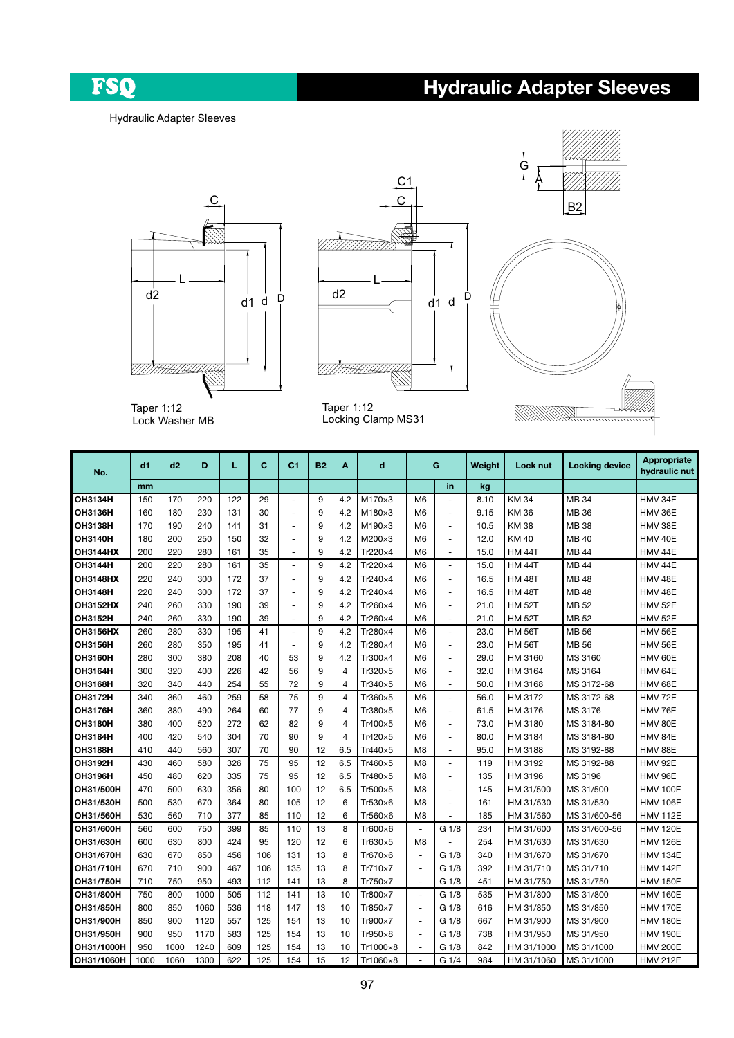# Hydraulic Adapter Sleeves

Hydraulic Adapter Sleeves

Taper 1:12
Lock Washer MB

Taper 1:12
Locking Clamp MS31

| No. | d1 | d2 | D | L | C | C1 | B2 | A | d | G | | Weight | Lock nut | Locking device | Appropriate hydraulic nut |
|---|---|---|---|---|---|---|---|---|---|---|---|---|---|---|---|
| | mm | | | | | | | | | | in | kg | | | |
| OH3134H | 150 | 170 | 220 | 122 | 29 | - | 9 | 4.2 | M170×3 | M6 | - | 8.10 | KM 34 | MB 34 | HMV 34E |
| OH3136H | 160 | 180 | 230 | 131 | 30 | - | 9 | 4.2 | M180×3 | M6 | - | 9.15 | KM 36 | MB 36 | HMV 36E |
| OH3138H | 170 | 190 | 240 | 141 | 31 | - | 9 | 4.2 | M190×3 | M6 | - | 10.5 | KM 38 | MB 38 | HMV 38E |
| OH3140H | 180 | 200 | 250 | 150 | 32 | - | 9 | 4.2 | M200×3 | M6 | - | 12.0 | KM 40 | MB 40 | HMV 40E |
| OH3144HX | 200 | 220 | 280 | 161 | 35 | - | 9 | 4.2 | Tr220×4 | M6 | - | 15.0 | HM 44T | MB 44 | HMV 44E |
| OH3144H | 200 | 220 | 280 | 161 | 35 | - | 9 | 4.2 | Tr220×4 | M6 | - | 15.0 | HM 44T | MB 44 | HMV 44E |
| OH3148HX | 220 | 240 | 300 | 172 | 37 | - | 9 | 4.2 | Tr240×4 | M6 | - | 16.5 | HM 48T | MB 48 | HMV 48E |
| OH3148H | 220 | 240 | 300 | 172 | 37 | - | 9 | 4.2 | Tr240×4 | M6 | - | 16.5 | HM 48T | MB 48 | HMV 48E |
| OH3152HX | 240 | 260 | 330 | 190 | 39 | - | 9 | 4.2 | Tr260×4 | M6 | - | 21.0 | HM 52T | MB 52 | HMV 52E |
| OH3152H | 240 | 260 | 330 | 190 | 39 | - | 9 | 4.2 | Tr260×4 | M6 | - | 21.0 | HM 52T | MB 52 | HMV 52E |
| OH3156HX | 260 | 280 | 330 | 195 | 41 | - | 9 | 4.2 | Tr280×4 | M6 | - | 23.0 | HM 56T | MB 56 | HMV 56E |
| OH3156H | 260 | 280 | 350 | 195 | 41 | - | 9 | 4.2 | Tr280×4 | M6 | - | 23.0 | HM 56T | MB 56 | HMV 56E |
| OH3160H | 280 | 300 | 380 | 208 | 40 | 53 | 9 | 4.2 | Tr300×4 | M6 | - | 29.0 | HM 3160 | MS 3160 | HMV 60E |
| OH3164H | 300 | 320 | 400 | 226 | 42 | 56 | 9 | 4 | Tr320×5 | M6 | - | 32.0 | HM 3164 | MS 3164 | HMV 64E |
| OH3168H | 320 | 340 | 440 | 254 | 55 | 72 | 9 | 4 | Tr340×5 | M6 | - | 50.0 | HM 3168 | MS 3172-68 | HMV 68E |
| OH3172H | 340 | 360 | 460 | 259 | 58 | 75 | 9 | 4 | Tr360×5 | M6 | - | 56.0 | HM 3172 | MS 3172-68 | HMV 72E |
| OH3176H | 360 | 380 | 490 | 264 | 60 | 77 | 9 | 4 | Tr380×5 | M6 | - | 61.5 | HM 3176 | MS 3176 | HMV 76E |
| OH3180H | 380 | 400 | 520 | 272 | 62 | 82 | 9 | 4 | Tr400×5 | M6 | - | 73.0 | HM 3180 | MS 3184-80 | HMV 80E |
| OH3184H | 400 | 420 | 540 | 304 | 70 | 90 | 9 | 4 | Tr420×5 | M6 | - | 80.0 | HM 3184 | MS 3184-80 | HMV 84E |
| OH3188H | 410 | 440 | 560 | 307 | 70 | 90 | 12 | 6.5 | Tr440×5 | M8 | - | 95.0 | HM 3188 | MS 3192-88 | HMV 88E |
| OH3192H | 430 | 460 | 580 | 326 | 75 | 95 | 12 | 6.5 | Tr460×5 | M8 | - | 119 | HM 3192 | MS 3192-88 | HMV 92E |
| OH3196H | 450 | 480 | 620 | 335 | 75 | 95 | 12 | 6.5 | Tr480×5 | M8 | - | 135 | HM 3196 | MS 3196 | HMV 96E |
| OH31/500H | 470 | 500 | 630 | 356 | 80 | 100 | 12 | 6.5 | Tr500×5 | M8 | - | 145 | HM 31/500 | MS 31/500 | HMV 100E |
| OH31/530H | 500 | 530 | 670 | 364 | 80 | 105 | 12 | 6 | Tr530×6 | M8 | - | 161 | HM 31/530 | MS 31/530 | HMV 106E |
| OH31/560H | 530 | 560 | 710 | 377 | 85 | 110 | 12 | 6 | Tr560×6 | M8 | - | 185 | HM 31/560 | MS 31/600-56 | HMV 112E |
| OH31/600H | 560 | 600 | 750 | 399 | 85 | 110 | 13 | 8 | Tr600×6 | - | G 1/8 | 234 | HM 31/600 | MS 31/600-56 | HMV 120E |
| OH31/630H | 600 | 630 | 800 | 424 | 95 | 120 | 12 | 6 | Tr630×5 | M8 | - | 254 | HM 31/630 | MS 31/630 | HMV 126E |
| OH31/670H | 630 | 670 | 850 | 456 | 106 | 131 | 13 | 8 | Tr670×6 | - | G 1/8 | 340 | HM 31/670 | MS 31/670 | HMV 134E |
| OH31/710H | 670 | 710 | 900 | 467 | 106 | 135 | 13 | 8 | Tr710×7 | - | G 1/8 | 392 | HM 31/710 | MS 31/710 | HMV 142E |
| OH31/750H | 710 | 750 | 950 | 493 | 112 | 141 | 13 | 8 | Tr750×7 | - | G 1/8 | 451 | HM 31/750 | MS 31/750 | HMV 150E |
| OH31/800H | 750 | 800 | 1000 | 505 | 112 | 141 | 13 | 10 | Tr800×7 | - | G 1/8 | 535 | HM 31/800 | MS 31/800 | HMV 160E |
| OH31/850H | 800 | 850 | 1060 | 536 | 118 | 147 | 13 | 10 | Tr850×7 | - | G 1/8 | 616 | HM 31/850 | MS 31/850 | HMV 170E |
| OH31/900H | 850 | 900 | 1120 | 557 | 125 | 154 | 13 | 10 | Tr900×7 | - | G 1/8 | 667 | HM 31/900 | MS 31/900 | HMV 180E |
| OH31/950H | 900 | 950 | 1170 | 583 | 125 | 154 | 13 | 10 | Tr950×8 | - | G 1/8 | 738 | HM 31/950 | MS 31/950 | HMV 190E |
| OH31/1000H | 950 | 1000 | 1240 | 609 | 125 | 154 | 13 | 10 | Tr1000×8 | - | G 1/8 | 842 | HM 31/1000 | MS 31/1000 | HMV 200E |
| OH31/1060H | 1000 | 1060 | 1300 | 622 | 125 | 154 | 15 | 12 | Tr1060×8 | - | G 1/4 | 984 | HM 31/1060 | MS 31/1000 | HMV 212E |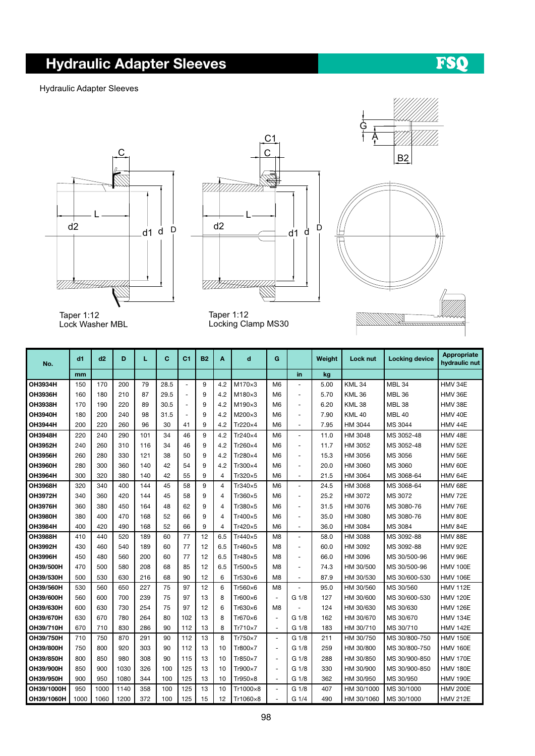# Hydraulic Adapter Sleeves

FSQ

Hydraulic Adapter Sleeves

C
L
d2
d1 d D
Taper 1:12
Lock Washer MBL

C1
C
L
d2
d1 d D
Taper 1:12
Locking Clamp MS30

G
A
B2

| No. | d1 | d2 | D | L | C | C1 | B2 | A | d | G | | Weight | Lock nut | Locking device | Appropriate hydraulic nut |
|---|---|---|---|---|---|---|---|---|---|---|---|---|---|---|---|
| | mm | | | | | | | | | | in | kg | | | |
| OH3934H | 150 | 170 | 200 | 79 | 28.5 | - | 9 | 4.2 | M170×3 | M6 | - | 5.00 | KML 34 | MBL 34 | HMV 34E |
| OH3936H | 160 | 180 | 210 | 87 | 29.5 | - | 9 | 4.2 | M180×3 | M6 | - | 5.70 | KML 36 | MBL 36 | HMV 36E |
| OH3938H | 170 | 190 | 220 | 89 | 30.5 | - | 9 | 4.2 | M190×3 | M6 | - | 6.20 | KML 38 | MBL 38 | HMV 38E |
| OH3940H | 180 | 200 | 240 | 98 | 31.5 | - | 9 | 4.2 | M200×3 | M6 | - | 7.90 | KML 40 | MBL 40 | HMV 40E |
| OH3944H | 200 | 220 | 260 | 96 | 30 | 41 | 9 | 4.2 | Tr220×4 | M6 | - | 7.95 | HM 3044 | MS 3044 | HMV 44E |
| OH3948H | 220 | 240 | 290 | 101 | 34 | 46 | 9 | 4.2 | Tr240×4 | M6 | - | 11.0 | HM 3048 | MS 3052-48 | HMV 48E |
| OH3952H | 240 | 260 | 310 | 116 | 34 | 46 | 9 | 4.2 | Tr260×4 | M6 | - | 11.7 | HM 3052 | MS 3052-48 | HMV 52E |
| OH3956H | 260 | 280 | 330 | 121 | 38 | 50 | 9 | 4.2 | Tr280×4 | M6 | - | 15.3 | HM 3056 | MS 3056 | HMV 56E |
| OH3960H | 280 | 300 | 360 | 140 | 42 | 54 | 9 | 4.2 | Tr300×4 | M6 | - | 20.0 | HM 3060 | MS 3060 | HMV 60E |
| OH3964H | 300 | 320 | 380 | 140 | 42 | 55 | 9 | 4 | Tr320×5 | M6 | - | 21.5 | HM 3064 | MS 3068-64 | HMV 64E |
| OH3968H | 320 | 340 | 400 | 144 | 45 | 58 | 9 | 4 | Tr340×5 | M6 | - | 24.5 | HM 3068 | MS 3068-64 | HMV 68E |
| OH3972H | 340 | 360 | 420 | 144 | 45 | 58 | 9 | 4 | Tr360×5 | M6 | - | 25.2 | HM 3072 | MS 3072 | HMV 72E |
| OH3976H | 360 | 380 | 450 | 164 | 48 | 62 | 9 | 4 | Tr380×5 | M6 | - | 31.5 | HM 3076 | MS 3080-76 | HMV 76E |
| OH3980H | 380 | 400 | 470 | 168 | 52 | 66 | 9 | 4 | Tr400×5 | M6 | - | 35.0 | HM 3080 | MS 3080-76 | HMV 80E |
| OH3984H | 400 | 420 | 490 | 168 | 52 | 66 | 9 | 4 | Tr420×5 | M6 | - | 36.0 | HM 3084 | MS 3084 | HMV 84E |
| OH3988H | 410 | 440 | 520 | 189 | 60 | 77 | 12 | 6.5 | Tr440×5 | M8 | - | 58.0 | HM 3088 | MS 3092-88 | HMV 88E |
| OH3992H | 430 | 460 | 540 | 189 | 60 | 77 | 12 | 6.5 | Tr460×5 | M8 | - | 60.0 | HM 3092 | MS 3092-88 | HMV 92E |
| OH3996H | 450 | 480 | 560 | 200 | 60 | 77 | 12 | 6.5 | Tr480×5 | M8 | - | 66.0 | HM 3096 | MS 30/500-96 | HMV 96E |
| OH39/500H | 470 | 500 | 580 | 208 | 68 | 85 | 12 | 6.5 | Tr500×5 | M8 | - | 74.3 | HM 30/500 | MS 30/500-96 | HMV 100E |
| OH39/530H | 500 | 530 | 630 | 216 | 68 | 90 | 12 | 6 | Tr530×6 | M8 | - | 87.9 | HM 30/530 | MS 30/600-530 | HMV 106E |
| OH39/560H | 530 | 560 | 650 | 227 | 75 | 97 | 12 | 6 | Tr560×6 | M8 | - | 95.0 | HM 30/560 | MS 30/560 | HMV 112E |
| OH39/600H | 560 | 600 | 700 | 239 | 75 | 97 | 13 | 8 | Tr600×6 | - | G 1/8 | 127 | HM 30/600 | MS 30/600-530 | HMV 120E |
| OH39/630H | 600 | 630 | 730 | 254 | 75 | 97 | 12 | 6 | Tr630×6 | M8 | - | 124 | HM 30/630 | MS 30/630 | HMV 126E |
| OH39/670H | 630 | 670 | 780 | 264 | 80 | 102 | 13 | 8 | Tr670×6 | - | G 1/8 | 162 | HM 30/670 | MS 30/670 | HMV 134E |
| OH39/710H | 670 | 710 | 830 | 286 | 90 | 112 | 13 | 8 | Tr710×7 | - | G 1/8 | 183 | HM 30/710 | MS 30/710 | HMV 142E |
| OH39/750H | 710 | 750 | 870 | 291 | 90 | 112 | 13 | 8 | Tr750×7 | - | G 1/8 | 211 | HM 30/750 | MS 30/800-750 | HMV 150E |
| OH39/800H | 750 | 800 | 920 | 303 | 90 | 112 | 13 | 10 | Tr800×7 | - | G 1/8 | 259 | HM 30/800 | MS 30/800-750 | HMV 160E |
| OH39/850H | 800 | 850 | 980 | 308 | 90 | 115 | 13 | 10 | Tr850×7 | - | G 1/8 | 288 | HM 30/850 | MS 30/900-850 | HMV 170E |
| OH39/900H | 850 | 900 | 1030 | 326 | 100 | 125 | 13 | 10 | Tr900×7 | - | G 1/8 | 330 | HM 30/900 | MS 30/900-850 | HMV 180E |
| OH39/950H | 900 | 950 | 1080 | 344 | 100 | 125 | 13 | 10 | Tr950×8 | - | G 1/8 | 362 | HM 30/950 | MS 30/950 | HMV 190E |
| OH39/1000H | 950 | 1000 | 1140 | 358 | 100 | 125 | 13 | 10 | Tr1000×8 | - | G 1/8 | 407 | HM 30/1000 | MS 30/1000 | HMV 200E |
| OH39/1060H | 1000 | 1060 | 1200 | 372 | 100 | 125 | 15 | 12 | Tr1060×8 | - | G 1/4 | 490 | HM 30/1060 | MS 30/1000 | HMV 212E |